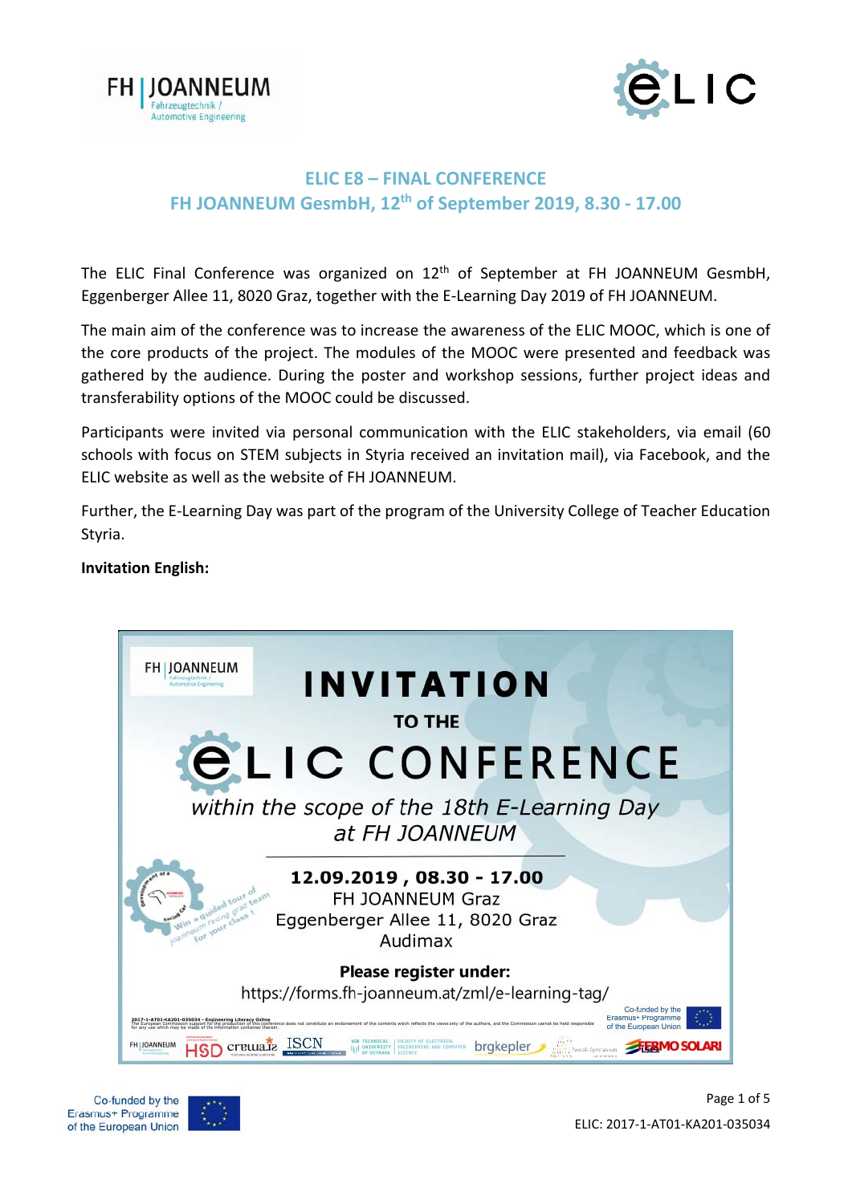## ELIC E8 – FINAL CONFERENCE
## FH JOANNEUM GesmbH, 12th of September 2019, 8.30 - 17.00

The ELIC Final Conference was organized on 12th of September at FH JOANNEUM GesmbH, Eggenberger Allee 11, 8020 Graz, together with the E-Learning Day 2019 of FH JOANNEUM.

The main aim of the conference was to increase the awareness of the ELIC MOOC, which is one of the core products of the project. The modules of the MOOC were presented and feedback was gathered by the audience. During the poster and workshop sessions, further project ideas and transferability options of the MOOC could be discussed.

Participants were invited via personal communication with the ELIC stakeholders, via email (60 schools with focus on STEM subjects in Styria received an invitation mail), via Facebook, and the ELIC website as well as the website of FH JOANNEUM.

Further, the E-Learning Day was part of the program of the University College of Teacher Education Styria.

**Invitation English:**

# INVITATION
## TO THE
# ELIC CONFERENCE

*within the scope of the 18th E-Learning Day at FH JOANNEUM*

**12.09.2019 , 08.30 - 17.00**
FH JOANNEUM Graz
Eggenberger Allee 11, 8020 Graz
Audimax

Win a guided tour of joanneum racing graz team for your class!

**Please register under:**
https://forms.fh-joanneum.at/zml/e-learning-tag/

2017-1-AT01-KA201-035034 - Engineering Literacy Online

Co-funded by the Erasmus+ Programme of the European Union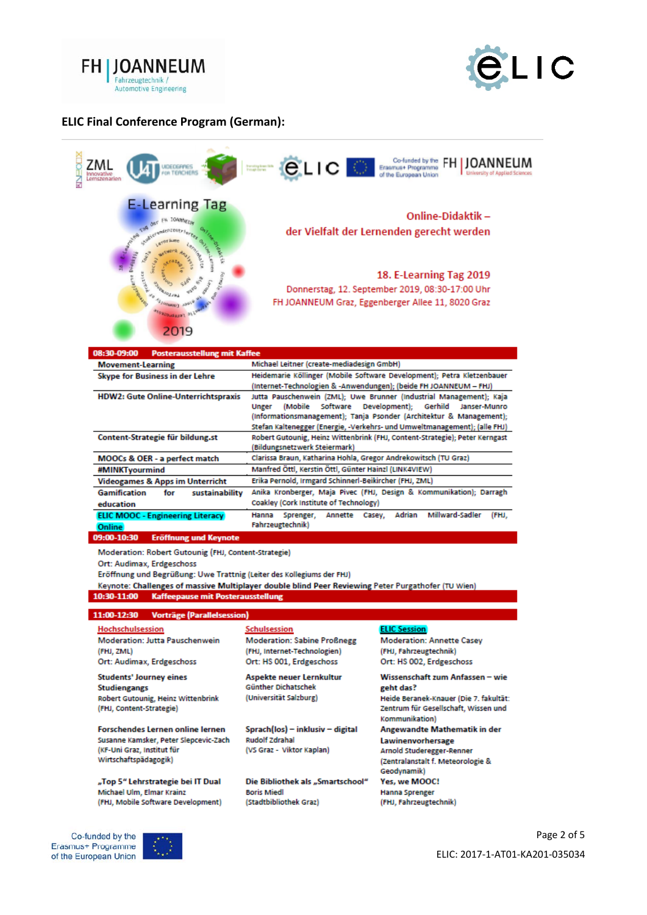## ELIC Final Conference Program (German):

E-Learning Tag

2019

**Online-Didaktik – der Vielfalt der Lernenden gerecht werden**

**18. E-Learning Tag 2019**

Donnerstag, 12. September 2019, 08:30-17:00 Uhr

FH JOANNEUM Graz, Eggenberger Allee 11, 8020 Graz

| | |
|---|---|
| **08:30-09:00 Posterausstellung mit Kaffee** | |
| **Movement-Learning** | Michael Leitner (create-mediadesign GmbH) |
| **Skype for Business in der Lehre** | Heidemarie Köllinger (Mobile Software Development); Petra Kletzenbauer (Internet-Technologien & -Anwendungen); (beide FH JOANNEUM – FHJ) |
| **HDW2: Gute Online-Unterrichtspraxis** | Jutta Pauschenwein (ZML); Uwe Brunner (Industrial Management); Kaja Unger (Mobile Software Development); Gerhild Janser-Munro (Informationsmanagement); Tanja Psonder (Architektur & Management); Stefan Kaltenegger (Energie-, Verkehrs- und Umweltmanagement); (alle FHJ) |
| **Content-Strategie für bildung.st** | Robert Gutounig, Heinz Wittenbrink (FHJ, Content-Strategie); Peter Kerngast (Bildungsnetzwerk Steiermark) |
| **MOOCs & OER - a perfect match** | Clarissa Braun, Katharina Hohla, Gregor Andrekowitsch (TU Graz) |
| **#MINKTyourmind** | Manfred Öttl, Kerstin Öttl, Günter Hainzl (LINK4VIEW) |
| **Videogames & Apps im Unterricht** | Erika Pernold, Irmgard Schinnerl-Beikircher (FHJ, ZML) |
| **Gamification for sustainability education** | Anika Kronberger, Maja Pivec (FHJ, Design & Kommunikation); Darragh Coakley (Cork Institute of Technology) |
| **ELIC MOOC - Engineering Literacy Online** | Hanna Sprenger, Annette Casey, Adrian Millward-Sadler (FHJ, Fahrzeugtechnik) |

**09:00-10:30 Eröffnung und Keynote**

Moderation: Robert Gutounig (FHJ, Content-Strategie)

Ort: Audimax, Erdgeschoss

Eröffnung und Begrüßung: Uwe Trattnig (Leiter des Kollegiums der FHJ)

Keynote: **Challenges of massive Multiplayer double blind Peer Reviewing** Peter Purgathofer (TU Wien)

**10:30-11:00 Kaffeepause mit Posterausstellung**

**11:00-12:30 Vorträge (Parallelsession)**

| Hochschulsession | Schulsession | ELIC Session |
|---|---|---|
| Moderation: Jutta Pauschenwein (FHJ, ZML)<br>Ort: Audimax, Erdgeschoss | Moderation: Sabine Proßnegg (FHJ, Internet-Technologien)<br>Ort: HS 001, Erdgeschoss | Moderation: Annette Casey (FHJ, Fahrzeugtechnik)<br>Ort: HS 002, Erdgeschoss |
| **Students' Journey eines Studiengangs**<br>Robert Gutounig, Heinz Wittenbrink (FHJ, Content-Strategie) | **Aspekte neuer Lernkultur**<br>Günther Dichatschek (Universität Salzburg) | **Wissenschaft zum Anfassen – wie geht das?**<br>Heide Beranek-Knauer (Die 7. fakultät: Zentrum für Gesellschaft, Wissen und Kommunikation) |
| **Forschendes Lernen online lernen**<br>Susanne Kamsker, Peter Slepcevic-Zach (KF-Uni Graz, Institut für Wirtschaftspädagogik) | **Sprach(los) – inklusiv – digital**<br>Rudolf Zdrahal (VS Graz - Viktor Kaplan) | **Angewandte Mathematik in der Lawinenvorhersage**<br>Arnold Studeregger-Renner (Zentralanstalt f. Meteorologie & Geodynamik) |
| **„Top 5" Lehrstrategie bei IT Dual**<br>Michael Ulm, Elmar Krainz (FHJ, Mobile Software Development) | **Die Bibliothek als „Smartschool"**<br>Boris Miedl (Stadtbibliothek Graz) | **Yes, we MOOC!**<br>Hanna Sprenger (FHJ, Fahrzeugtechnik) |

ELIC: 2017-1-AT01-KA201-035034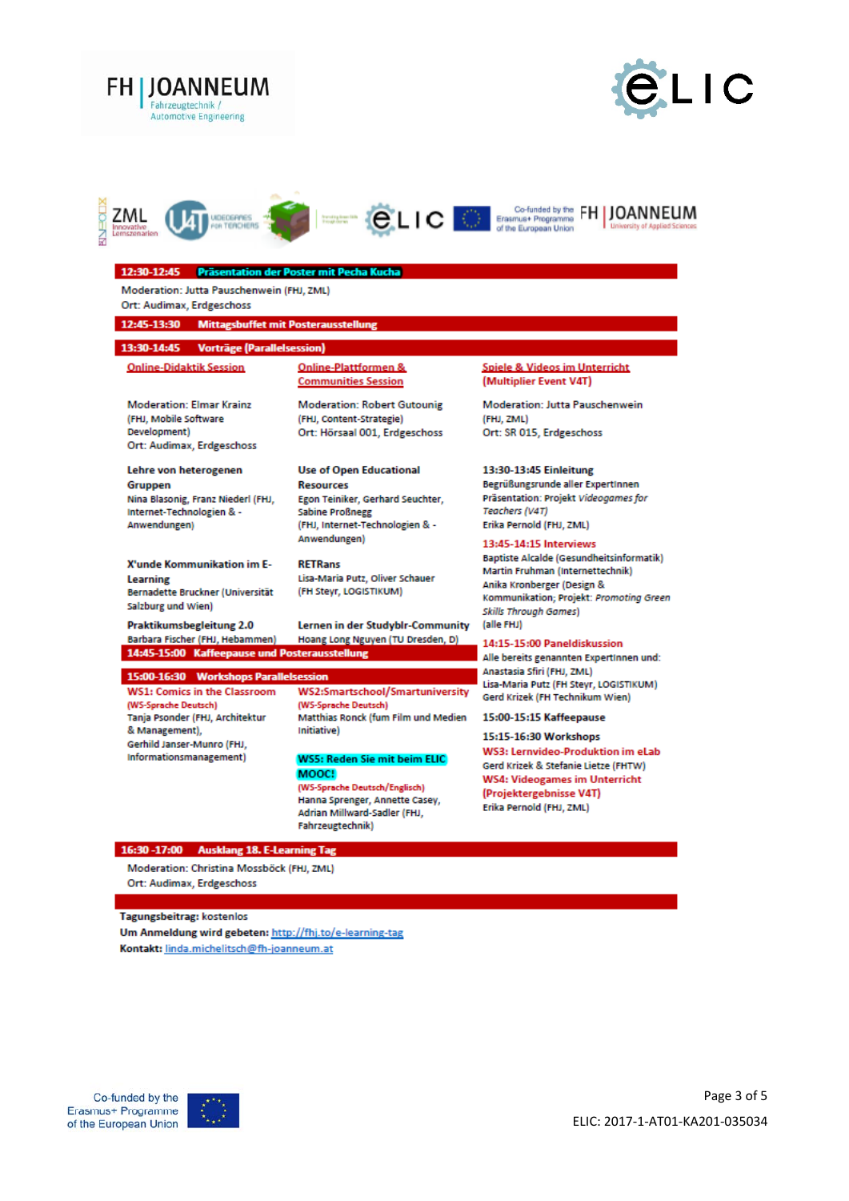**12:30-12:45 Präsentation der Poster mit Pecha Kucha**

Moderation: Jutta Pauschenwein (FHJ, ZML)
Ort: Audimax, Erdgeschoss

**12:45-13:30 Mittagsbuffet mit Posterausstellung**

**13:30-14:45 Vorträge (Parallelsession)**

**Online-Didaktik Session**

Moderation: Elmar Krainz (FHJ, Mobile Software Development)
Ort: Audimax, Erdgeschoss

**Lehre von heterogenen Gruppen**
Nina Blasonig, Franz Niederl (FHJ, Internet-Technologien & -Anwendungen)

**X'unde Kommunikation im E-Learning**
Bernadette Bruckner (Universität Salzburg und Wien)

**Praktikumsbegleitung 2.0**
Barbara Fischer (FHJ, Hebammen)

**Online-Plattformen & Communities Session**

Moderation: Robert Gutounig (FHJ, Content-Strategie)
Ort: Hörsaal 001, Erdgeschoss

**Use of Open Educational Resources**
Egon Teiniker, Gerhard Seuchter, Sabine Proßnegg (FHJ, Internet-Technologien & -Anwendungen)

**RETRans**
Lisa-Maria Putz, Oliver Schauer (FH Steyr, LOGISTIKUM)

**Lernen in der Studyblr-Community**
Hoang Long Nguyen (TU Dresden, D)

**Spiele & Videos im Unterricht (Multiplier Event V4T)**

Moderation: Jutta Pauschenwein (FHJ, ZML)
Ort: SR 015, Erdgeschoss

**13:30-13:45 Einleitung**
Begrüßungsrunde aller ExpertInnen
Präsentation: Projekt *Videogames for Teachers (V4T)*
Erika Pernold (FHJ, ZML)

**13:45-14:15 Interviews**
Baptiste Alcalde (Gesundheitsinformatik)
Martin Fruhman (Internettechnik)
Anika Kronberger (Design & Kommunikation; Projekt: *Promoting Green Skills Through Games*)
(alle FHJ)

**14:15-15:00 Paneldiskussion**
Alle bereits genannten ExpertInnen und:
Anastasia Sfiri (FHJ, ZML)
Lisa-Maria Putz (FH Steyr, LOGISTIKUM)
Gerd Krizek (FH Technikum Wien)

**15:00-15:15 Kaffeepause**

**15:15-16:30 Workshops**

**WS3: Lernvideo-Produktion im eLab**
Gerd Krizek & Stefanie Lietze (FHTW)

**WS4: Videogames im Unterricht (Projektergebnisse V4T)**
Erika Pernold (FHJ, ZML)

**14:45-15:00 Kaffeepause und Posterausstellung**

**15:00-16:30 Workshops Parallelsession**

**WS1: Comics in the Classroom**
(WS-Sprache Deutsch)
Tanja Psonder (FHJ, Architektur & Management),
Gerhild Janser-Munro (FHJ, Informationsmanagement)

**WS2:Smartschool/Smartuniversity**
(WS-Sprache Deutsch)
Matthias Ronck (fum Film und Medien Initiative)

**WS5: Reden Sie mit beim ELIC MOOC!**
(WS-Sprache Deutsch/Englisch)
Hanna Sprenger, Annette Casey, Adrian Millward-Sadler (FHJ, Fahrzeugtechnik)

**16:30 -17:00 Ausklang 18. E-Learning Tag**

Moderation: Christina Mossböck (FHJ, ZML)
Ort: Audimax, Erdgeschoss

**Tagungsbeitrag:** kostenlos
**Um Anmeldung wird gebeten:** http://fhj.to/e-learning-tag
**Kontakt:** linda.michelitsch@fh-joanneum.at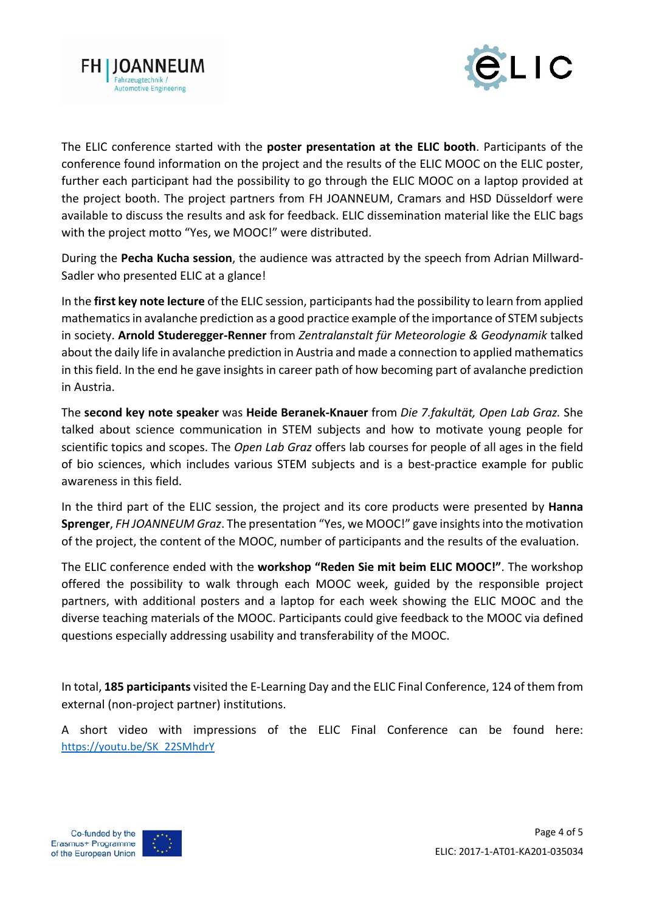The ELIC conference started with the **poster presentation at the ELIC booth**. Participants of the conference found information on the project and the results of the ELIC MOOC on the ELIC poster, further each participant had the possibility to go through the ELIC MOOC on a laptop provided at the project booth. The project partners from FH JOANNEUM, Cramars and HSD Düsseldorf were available to discuss the results and ask for feedback. ELIC dissemination material like the ELIC bags with the project motto "Yes, we MOOC!" were distributed.

During the **Pecha Kucha session**, the audience was attracted by the speech from Adrian Millward-Sadler who presented ELIC at a glance!

In the **first key note lecture** of the ELIC session, participants had the possibility to learn from applied mathematics in avalanche prediction as a good practice example of the importance of STEM subjects in society. **Arnold Studeregger-Renner** from *Zentralanstalt für Meteorologie & Geodynamik* talked about the daily life in avalanche prediction in Austria and made a connection to applied mathematics in this field. In the end he gave insights in career path of how becoming part of avalanche prediction in Austria.

The **second key note speaker** was **Heide Beranek-Knauer** from *Die 7.fakultät, Open Lab Graz.* She talked about science communication in STEM subjects and how to motivate young people for scientific topics and scopes. The *Open Lab Graz* offers lab courses for people of all ages in the field of bio sciences, which includes various STEM subjects and is a best-practice example for public awareness in this field.

In the third part of the ELIC session, the project and its core products were presented by **Hanna Sprenger**, *FH JOANNEUM Graz*. The presentation "Yes, we MOOC!" gave insights into the motivation of the project, the content of the MOOC, number of participants and the results of the evaluation.

The ELIC conference ended with the **workshop "Reden Sie mit beim ELIC MOOC!"**. The workshop offered the possibility to walk through each MOOC week, guided by the responsible project partners, with additional posters and a laptop for each week showing the ELIC MOOC and the diverse teaching materials of the MOOC. Participants could give feedback to the MOOC via defined questions especially addressing usability and transferability of the MOOC.

In total, **185 participants** visited the E-Learning Day and the ELIC Final Conference, 124 of them from external (non-project partner) institutions.

A short video with impressions of the ELIC Final Conference can be found here: https://youtu.be/SK_22SMhdrY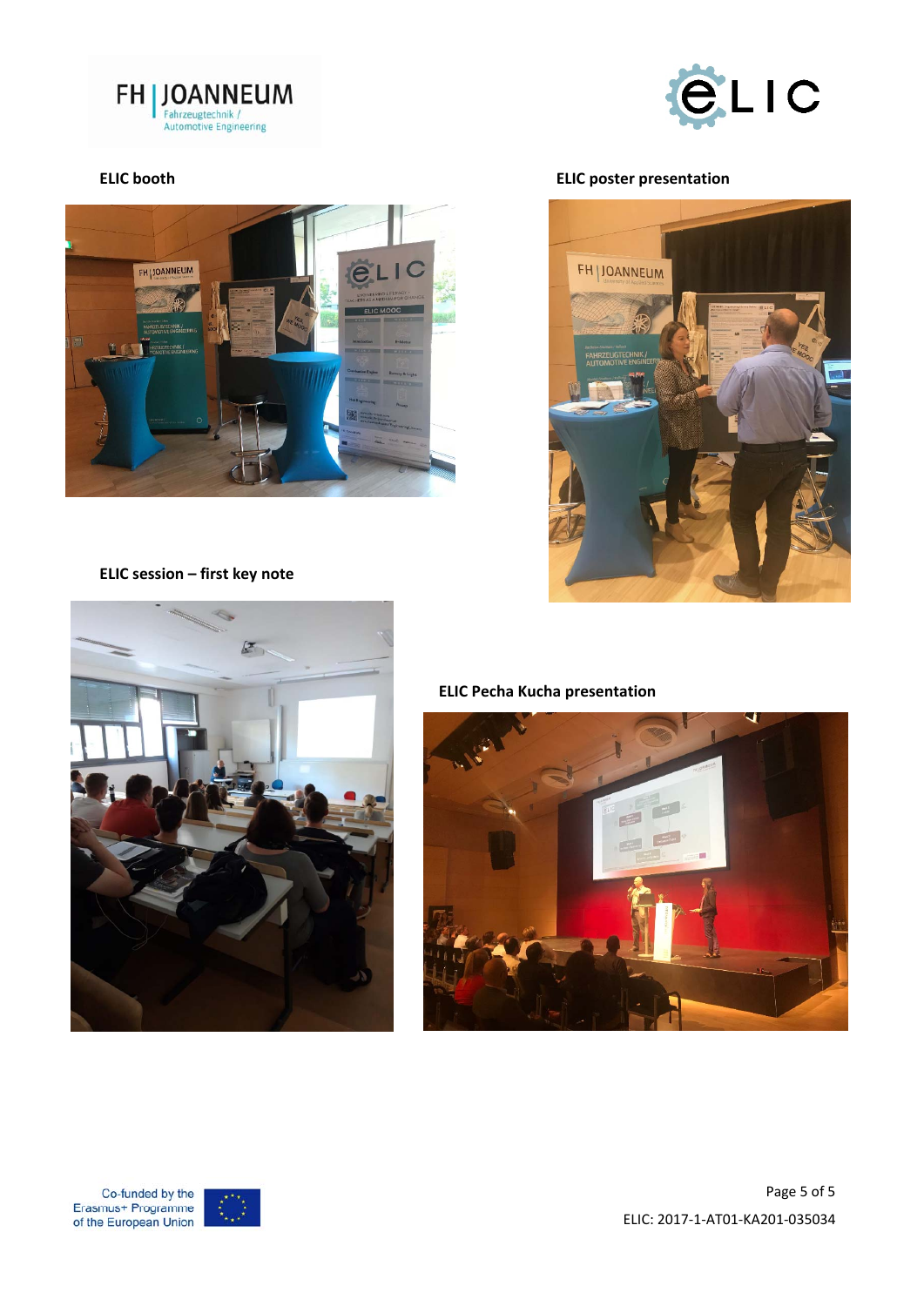**ELIC booth**

**ELIC poster presentation**

**ELIC session – first key note**

**ELIC Pecha Kucha presentation**